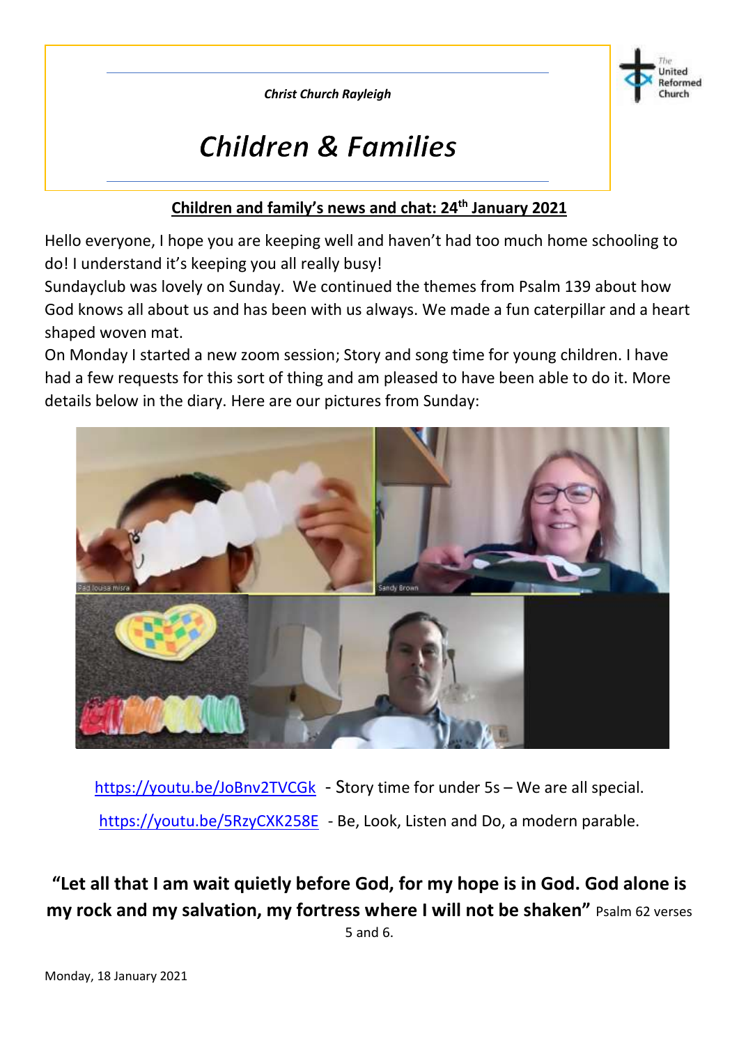*Christ Church Rayleigh*

# *Children & Families*

The United Reformed Church

## Children and family's news and chat: 24th January 2021

Hello everyone, I hope you are keeping well and haven't had too much home schooling to do! I understand it's keeping you all really busy!

Sundayclub was lovely on Sunday. We continued the themes from Psalm 139 about how God knows all about us and has been with us always. We made a fun caterpillar and a heart shaped woven mat.

On Monday I started a new zoom session; Story and song time for young children. I have had a few requests for this sort of thing and am pleased to have been able to do it. More details below in the diary. Here are our pictures from Sunday:

https://youtu.be/JoBnv2TVCGk - Story time for under 5s – We are all special.

https://youtu.be/5RzyCXK258E - Be, Look, Listen and Do, a modern parable.

**"Let all that I am wait quietly before God, for my hope is in God. God alone is my rock and my salvation, my fortress where I will not be shaken"** Psalm 62 verses 5 and 6.

Monday, 18 January 2021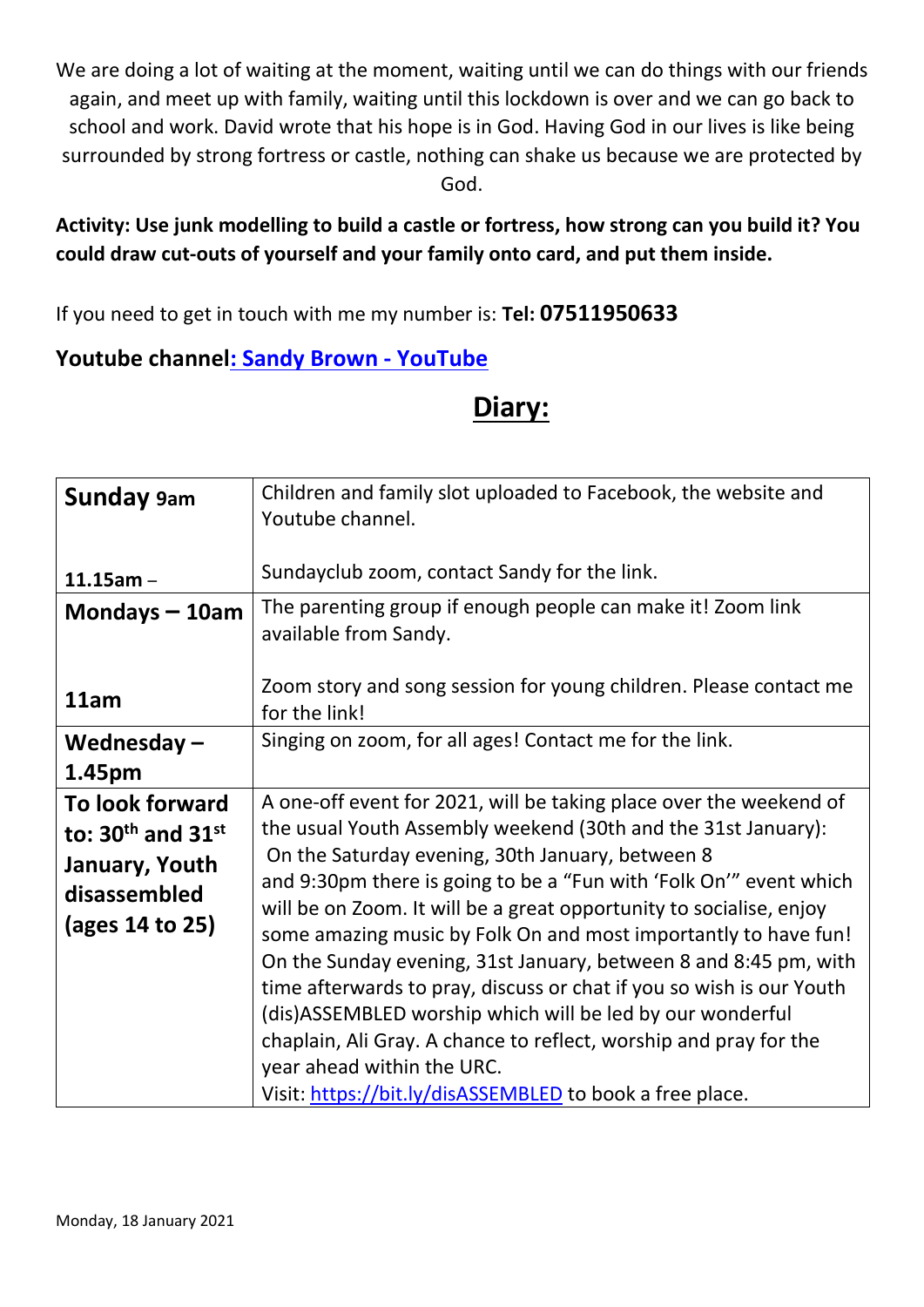We are doing a lot of waiting at the moment, waiting until we can do things with our friends again, and meet up with family, waiting until this lockdown is over and we can go back to school and work. David wrote that his hope is in God. Having God in our lives is like being surrounded by strong fortress or castle, nothing can shake us because we are protected by God.

**Activity: Use junk modelling to build a castle or fortress, how strong can you build it? You could draw cut-outs of yourself and your family onto card, and put them inside.**

If you need to get in touch with me my number is: **Tel: 07511950633**

**Youtube channel: Sandy Brown - YouTube**

## Diary:

| | |
|---|---|
| **Sunday 9am** | Children and family slot uploaded to Facebook, the website and Youtube channel. |
| **11.15am** – | Sundayclub zoom, contact Sandy for the link. |
| **Mondays – 10am** | The parenting group if enough people can make it! Zoom link available from Sandy. |
| **11am** | Zoom story and song session for young children. Please contact me for the link! |
| **Wednesday – 1.45pm** | Singing on zoom, for all ages! Contact me for the link. |
| **To look forward to: 30th and 31st January, Youth disassembled (ages 14 to 25)** | A one-off event for 2021, will be taking place over the weekend of the usual Youth Assembly weekend (30th and the 31st January): On the Saturday evening, 30th January, between 8 and 9:30pm there is going to be a "Fun with 'Folk On'" event which will be on Zoom. It will be a great opportunity to socialise, enjoy some amazing music by Folk On and most importantly to have fun! On the Sunday evening, 31st January, between 8 and 8:45 pm, with time afterwards to pray, discuss or chat if you so wish is our Youth (dis)ASSEMBLED worship which will be led by our wonderful chaplain, Ali Gray. A chance to reflect, worship and pray for the year ahead within the URC. Visit: https://bit.ly/disASSEMBLED to book a free place. |

Monday, 18 January 2021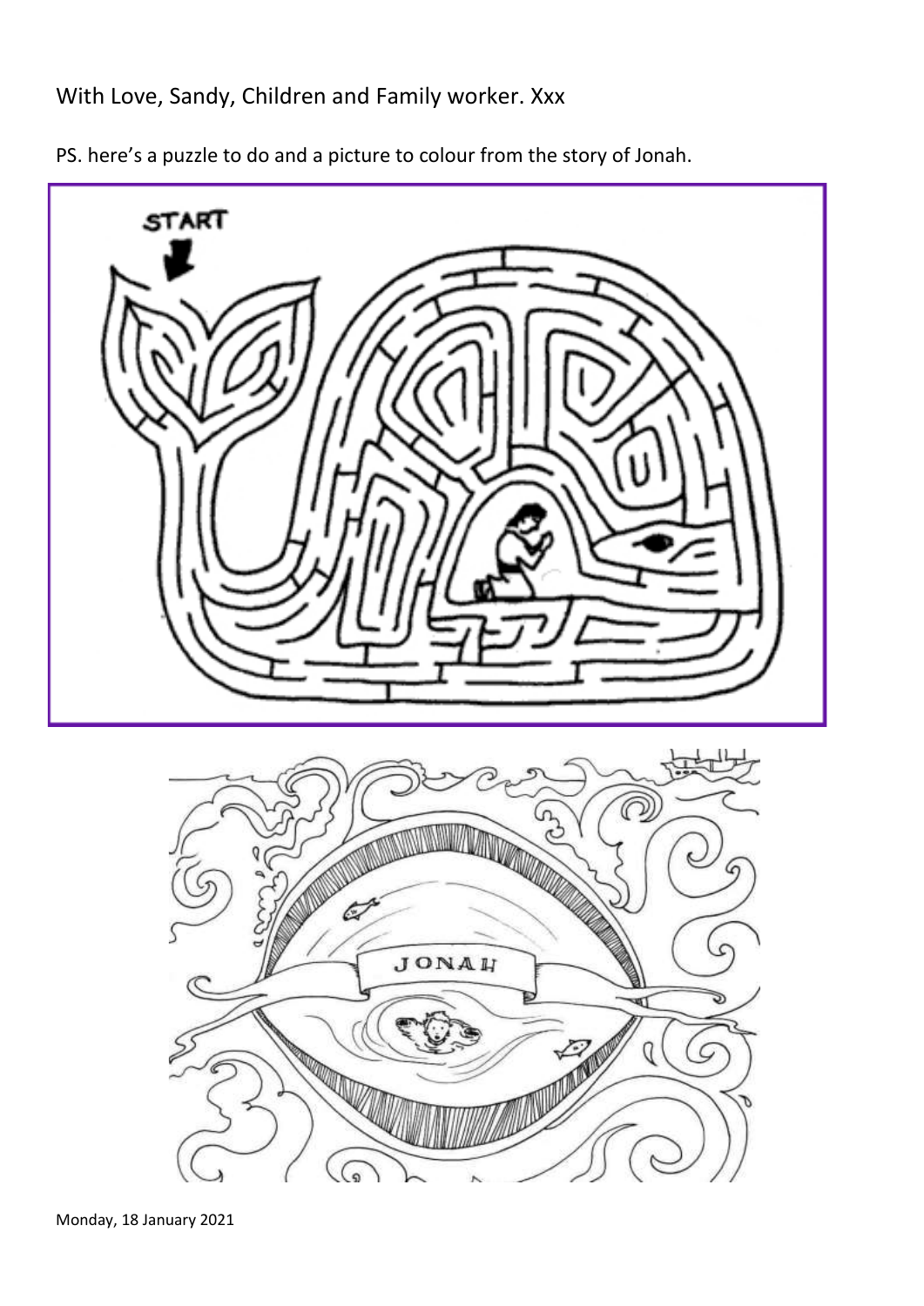With Love, Sandy, Children and Family worker. Xxx

PS. here's a puzzle to do and a picture to colour from the story of Jonah.

Monday, 18 January 2021